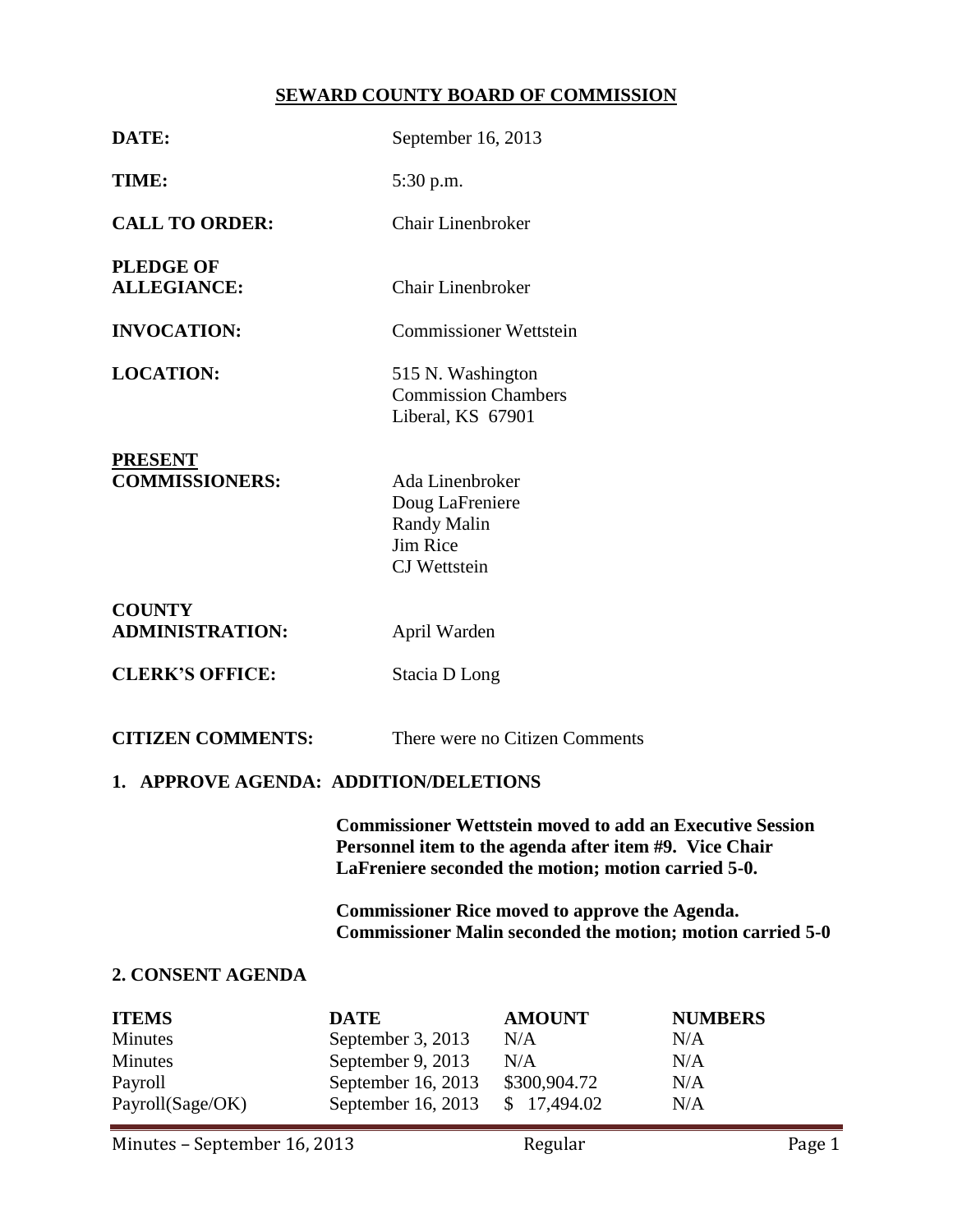# SEWARD COUNTY BOARD OF COMMISSION

**DATE:** September 16, 2013

**TIME:** 5:30 p.m.

**CALL TO ORDER:** Chair Linenbroker

**PLEDGE OF ALLEGIANCE:** Chair Linenbroker

**INVOCATION:** Commissioner Wettstein

**LOCATION:** 515 N. Washington
Commission Chambers
Liberal, KS 67901

**PRESENT COMMISSIONERS:**
Ada Linenbroker
Doug LaFreniere
Randy Malin
Jim Rice
CJ Wettstein

**COUNTY ADMINISTRATION:** April Warden

**CLERK'S OFFICE:** Stacia D Long

**CITIZEN COMMENTS:** There were no Citizen Comments

## 1. APPROVE AGENDA: ADDITION/DELETIONS

**Commissioner Wettstein moved to add an Executive Session Personnel item to the agenda after item #9. Vice Chair LaFreniere seconded the motion; motion carried 5-0.**

**Commissioner Rice moved to approve the Agenda. Commissioner Malin seconded the motion; motion carried 5-0**

## 2. CONSENT AGENDA

| ITEMS | DATE | AMOUNT | NUMBERS |
|---|---|---|---|
| Minutes | September 3, 2013 | N/A | N/A |
| Minutes | September 9, 2013 | N/A | N/A |
| Payroll | September 16, 2013 | $300,904.72 | N/A |
| Payroll(Sage/OK) | September 16, 2013 | $ 17,494.02 | N/A |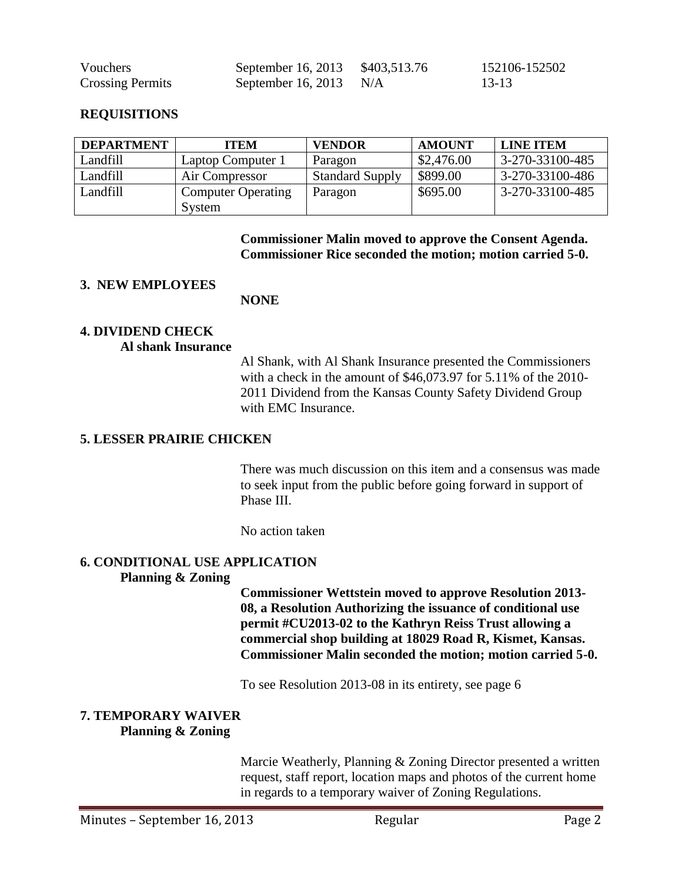| | | | |
|---|---|---|---|
| Vouchers | September 16, 2013 | $403,513.76 | 152106-152502 |
| Crossing Permits | September 16, 2013 | N/A | 13-13 |

## REQUISITIONS

| DEPARTMENT | ITEM | VENDOR | AMOUNT | LINE ITEM |
|---|---|---|---|---|
| Landfill | Laptop Computer 1 | Paragon | $2,476.00 | 3-270-33100-485 |
| Landfill | Air Compressor | Standard Supply | $899.00 | 3-270-33100-486 |
| Landfill | Computer Operating System | Paragon | $695.00 | 3-270-33100-485 |

**Commissioner Malin moved to approve the Consent Agenda. Commissioner Rice seconded the motion; motion carried 5-0.**

## 3. NEW EMPLOYEES

**NONE**

## 4. DIVIDEND CHECK

**Al shank Insurance**

Al Shank, with Al Shank Insurance presented the Commissioners with a check in the amount of $46,073.97 for 5.11% of the 2010-2011 Dividend from the Kansas County Safety Dividend Group with EMC Insurance.

## 5. LESSER PRAIRIE CHICKEN

There was much discussion on this item and a consensus was made to seek input from the public before going forward in support of Phase III.

No action taken

## 6. CONDITIONAL USE APPLICATION

**Planning & Zoning**

**Commissioner Wettstein moved to approve Resolution 2013-08, a Resolution Authorizing the issuance of conditional use permit #CU2013-02 to the Kathryn Reiss Trust allowing a commercial shop building at 18029 Road R, Kismet, Kansas. Commissioner Malin seconded the motion; motion carried 5-0.**

To see Resolution 2013-08 in its entirety, see page 6

## 7. TEMPORARY WAIVER

**Planning & Zoning**

Marcie Weatherly, Planning & Zoning Director presented a written request, staff report, location maps and photos of the current home in regards to a temporary waiver of Zoning Regulations.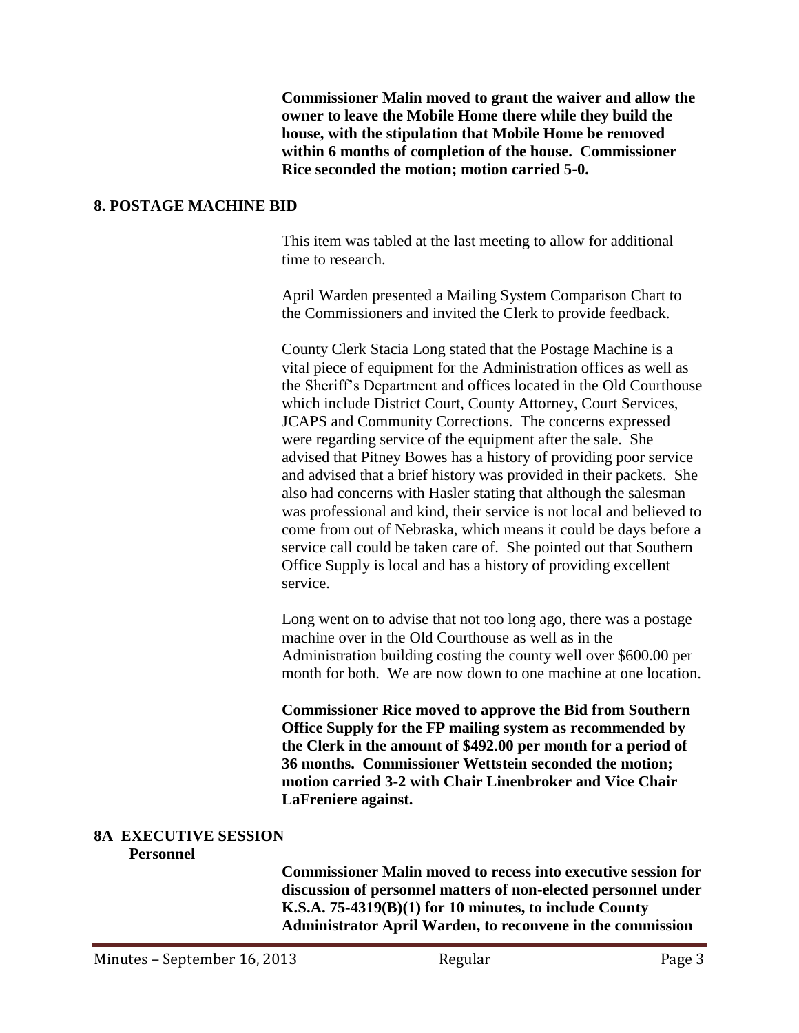**Commissioner Malin moved to grant the waiver and allow the owner to leave the Mobile Home there while they build the house, with the stipulation that Mobile Home be removed within 6 months of completion of the house. Commissioner Rice seconded the motion; motion carried 5-0.**

## 8. POSTAGE MACHINE BID

This item was tabled at the last meeting to allow for additional time to research.

April Warden presented a Mailing System Comparison Chart to the Commissioners and invited the Clerk to provide feedback.

County Clerk Stacia Long stated that the Postage Machine is a vital piece of equipment for the Administration offices as well as the Sheriff's Department and offices located in the Old Courthouse which include District Court, County Attorney, Court Services, JCAPS and Community Corrections. The concerns expressed were regarding service of the equipment after the sale. She advised that Pitney Bowes has a history of providing poor service and advised that a brief history was provided in their packets. She also had concerns with Hasler stating that although the salesman was professional and kind, their service is not local and believed to come from out of Nebraska, which means it could be days before a service call could be taken care of. She pointed out that Southern Office Supply is local and has a history of providing excellent service.

Long went on to advise that not too long ago, there was a postage machine over in the Old Courthouse as well as in the Administration building costing the county well over $600.00 per month for both. We are now down to one machine at one location.

**Commissioner Rice moved to approve the Bid from Southern Office Supply for the FP mailing system as recommended by the Clerk in the amount of $492.00 per month for a period of 36 months. Commissioner Wettstein seconded the motion; motion carried 3-2 with Chair Linenbroker and Vice Chair LaFreniere against.**

## 8A EXECUTIVE SESSION

**Personnel**

**Commissioner Malin moved to recess into executive session for discussion of personnel matters of non-elected personnel under K.S.A. 75-4319(B)(1) for 10 minutes, to include County Administrator April Warden, to reconvene in the commission**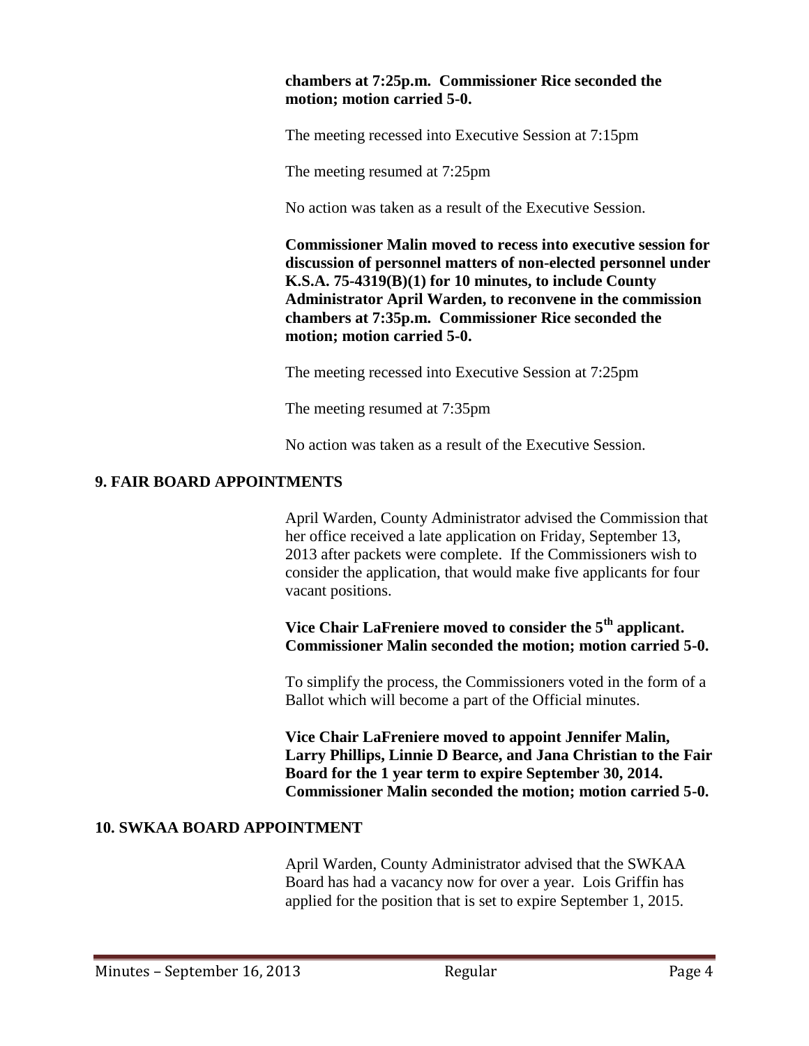**chambers at 7:25p.m. Commissioner Rice seconded the motion; motion carried 5-0.**

The meeting recessed into Executive Session at 7:15pm

The meeting resumed at 7:25pm

No action was taken as a result of the Executive Session.

**Commissioner Malin moved to recess into executive session for discussion of personnel matters of non-elected personnel under K.S.A. 75-4319(B)(1) for 10 minutes, to include County Administrator April Warden, to reconvene in the commission chambers at 7:35p.m. Commissioner Rice seconded the motion; motion carried 5-0.**

The meeting recessed into Executive Session at 7:25pm

The meeting resumed at 7:35pm

No action was taken as a result of the Executive Session.

## 9. FAIR BOARD APPOINTMENTS

April Warden, County Administrator advised the Commission that her office received a late application on Friday, September 13, 2013 after packets were complete. If the Commissioners wish to consider the application, that would make five applicants for four vacant positions.

**Vice Chair LaFreniere moved to consider the 5th applicant. Commissioner Malin seconded the motion; motion carried 5-0.**

To simplify the process, the Commissioners voted in the form of a Ballot which will become a part of the Official minutes.

**Vice Chair LaFreniere moved to appoint Jennifer Malin, Larry Phillips, Linnie D Bearce, and Jana Christian to the Fair Board for the 1 year term to expire September 30, 2014. Commissioner Malin seconded the motion; motion carried 5-0.**

## 10. SWKAA BOARD APPOINTMENT

April Warden, County Administrator advised that the SWKAA Board has had a vacancy now for over a year. Lois Griffin has applied for the position that is set to expire September 1, 2015.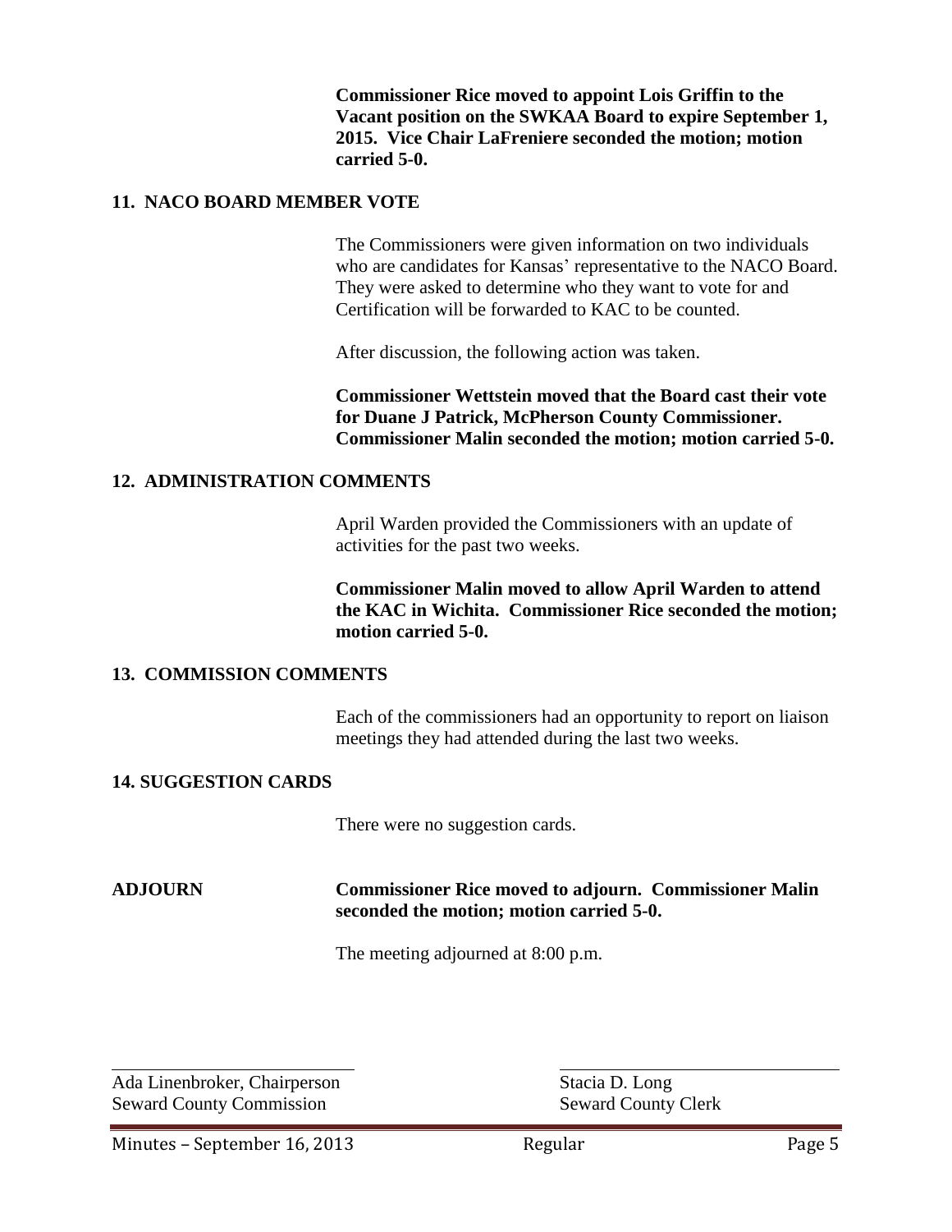**Commissioner Rice moved to appoint Lois Griffin to the Vacant position on the SWKAA Board to expire September 1, 2015. Vice Chair LaFreniere seconded the motion; motion carried 5-0.**

## 11. NACO BOARD MEMBER VOTE

The Commissioners were given information on two individuals who are candidates for Kansas' representative to the NACO Board. They were asked to determine who they want to vote for and Certification will be forwarded to KAC to be counted.

After discussion, the following action was taken.

**Commissioner Wettstein moved that the Board cast their vote for Duane J Patrick, McPherson County Commissioner. Commissioner Malin seconded the motion; motion carried 5-0.**

## 12. ADMINISTRATION COMMENTS

April Warden provided the Commissioners with an update of activities for the past two weeks.

**Commissioner Malin moved to allow April Warden to attend the KAC in Wichita. Commissioner Rice seconded the motion; motion carried 5-0.**

## 13. COMMISSION COMMENTS

Each of the commissioners had an opportunity to report on liaison meetings they had attended during the last two weeks.

## 14. SUGGESTION CARDS

There were no suggestion cards.

## ADJOURN

**Commissioner Rice moved to adjourn. Commissioner Malin seconded the motion; motion carried 5-0.**

The meeting adjourned at 8:00 p.m.

Ada Linenbroker, Chairperson
Seward County Commission

Stacia D. Long
Seward County Clerk

Minutes – September 16, 2013 Regular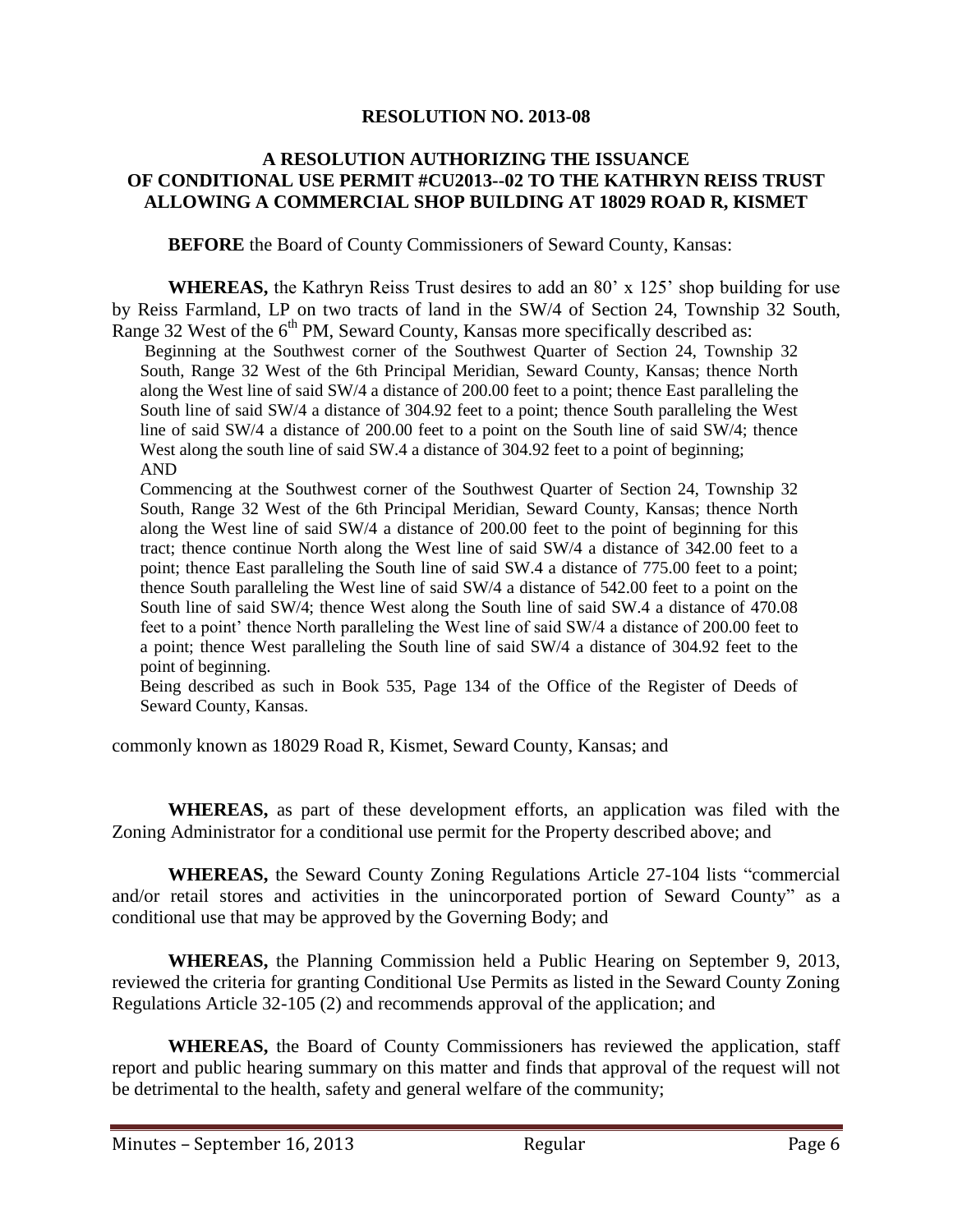**RESOLUTION NO. 2013-08**

**A RESOLUTION AUTHORIZING THE ISSUANCE OF CONDITIONAL USE PERMIT #CU2013--02 TO THE KATHRYN REISS TRUST ALLOWING A COMMERCIAL SHOP BUILDING AT 18029 ROAD R, KISMET**

**BEFORE** the Board of County Commissioners of Seward County, Kansas:

**WHEREAS,** the Kathryn Reiss Trust desires to add an 80' x 125' shop building for use by Reiss Farmland, LP on two tracts of land in the SW/4 of Section 24, Township 32 South, Range 32 West of the 6th PM, Seward County, Kansas more specifically described as:

Beginning at the Southwest corner of the Southwest Quarter of Section 24, Township 32 South, Range 32 West of the 6th Principal Meridian, Seward County, Kansas; thence North along the West line of said SW/4 a distance of 200.00 feet to a point; thence East paralleling the South line of said SW/4 a distance of 304.92 feet to a point; thence South paralleling the West line of said SW/4 a distance of 200.00 feet to a point on the South line of said SW/4; thence West along the south line of said SW.4 a distance of 304.92 feet to a point of beginning;
AND

Commencing at the Southwest corner of the Southwest Quarter of Section 24, Township 32 South, Range 32 West of the 6th Principal Meridian, Seward County, Kansas; thence North along the West line of said SW/4 a distance of 200.00 feet to the point of beginning for this tract; thence continue North along the West line of said SW/4 a distance of 342.00 feet to a point; thence East paralleling the South line of said SW.4 a distance of 775.00 feet to a point; thence South paralleling the West line of said SW/4 a distance of 542.00 feet to a point on the South line of said SW/4; thence West along the South line of said SW.4 a distance of 470.08 feet to a point' thence North paralleling the West line of said SW/4 a distance of 200.00 feet to a point; thence West paralleling the South line of said SW/4 a distance of 304.92 feet to the point of beginning.

Being described as such in Book 535, Page 134 of the Office of the Register of Deeds of Seward County, Kansas.

commonly known as 18029 Road R, Kismet, Seward County, Kansas; and

**WHEREAS,** as part of these development efforts, an application was filed with the Zoning Administrator for a conditional use permit for the Property described above; and

**WHEREAS,** the Seward County Zoning Regulations Article 27-104 lists "commercial and/or retail stores and activities in the unincorporated portion of Seward County" as a conditional use that may be approved by the Governing Body; and

**WHEREAS,** the Planning Commission held a Public Hearing on September 9, 2013, reviewed the criteria for granting Conditional Use Permits as listed in the Seward County Zoning Regulations Article 32-105 (2) and recommends approval of the application; and

**WHEREAS,** the Board of County Commissioners has reviewed the application, staff report and public hearing summary on this matter and finds that approval of the request will not be detrimental to the health, safety and general welfare of the community;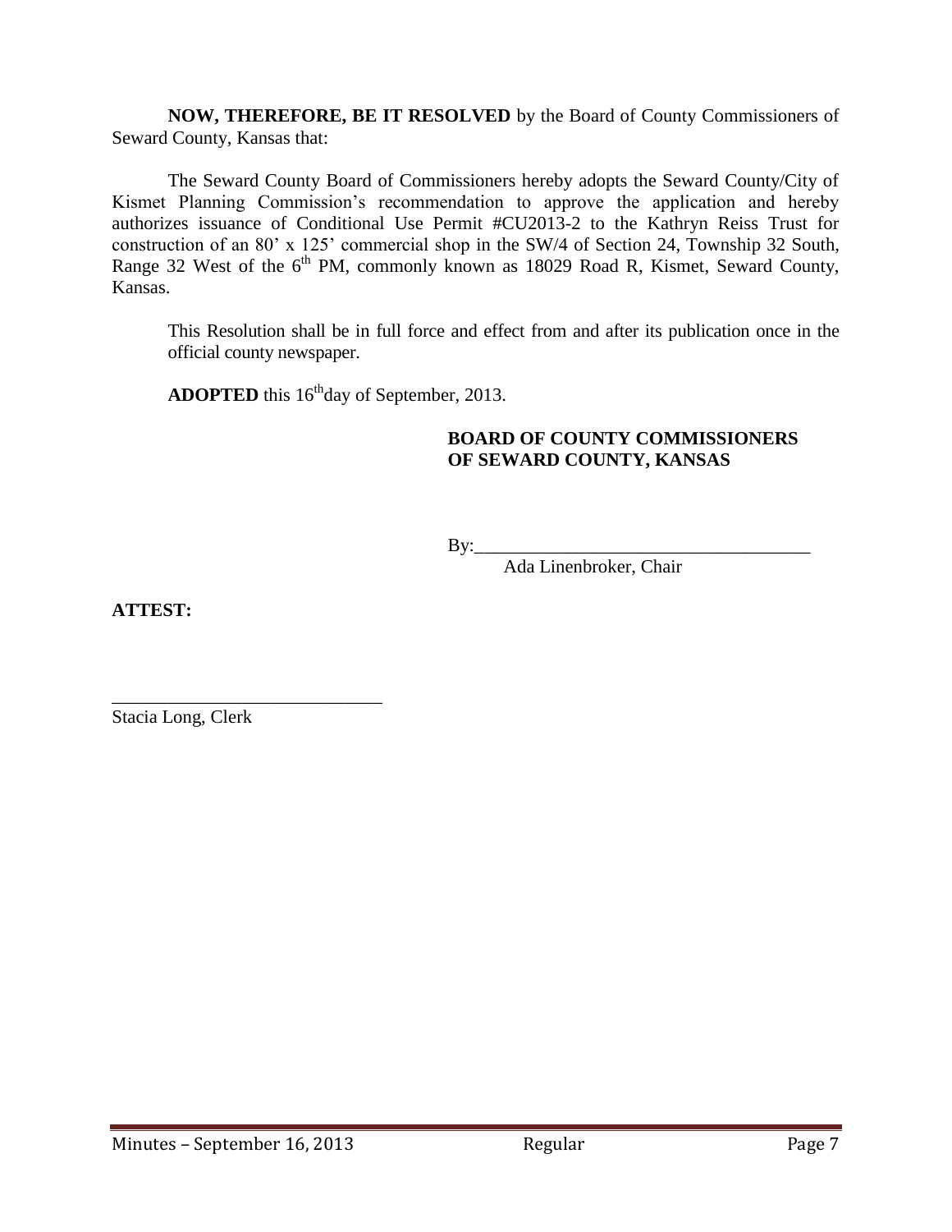**NOW, THEREFORE, BE IT RESOLVED** by the Board of County Commissioners of Seward County, Kansas that:

The Seward County Board of Commissioners hereby adopts the Seward County/City of Kismet Planning Commission's recommendation to approve the application and hereby authorizes issuance of Conditional Use Permit #CU2013-2 to the Kathryn Reiss Trust for construction of an 80' x 125' commercial shop in the SW/4 of Section 24, Township 32 South, Range 32 West of the 6th PM, commonly known as 18029 Road R, Kismet, Seward County, Kansas.

This Resolution shall be in full force and effect from and after its publication once in the official county newspaper.

**ADOPTED** this 16th day of September, 2013.

**BOARD OF COUNTY COMMISSIONERS**
**OF SEWARD COUNTY, KANSAS**

By:____________________________________
Ada Linenbroker, Chair

**ATTEST:**

______________________________
Stacia Long, Clerk